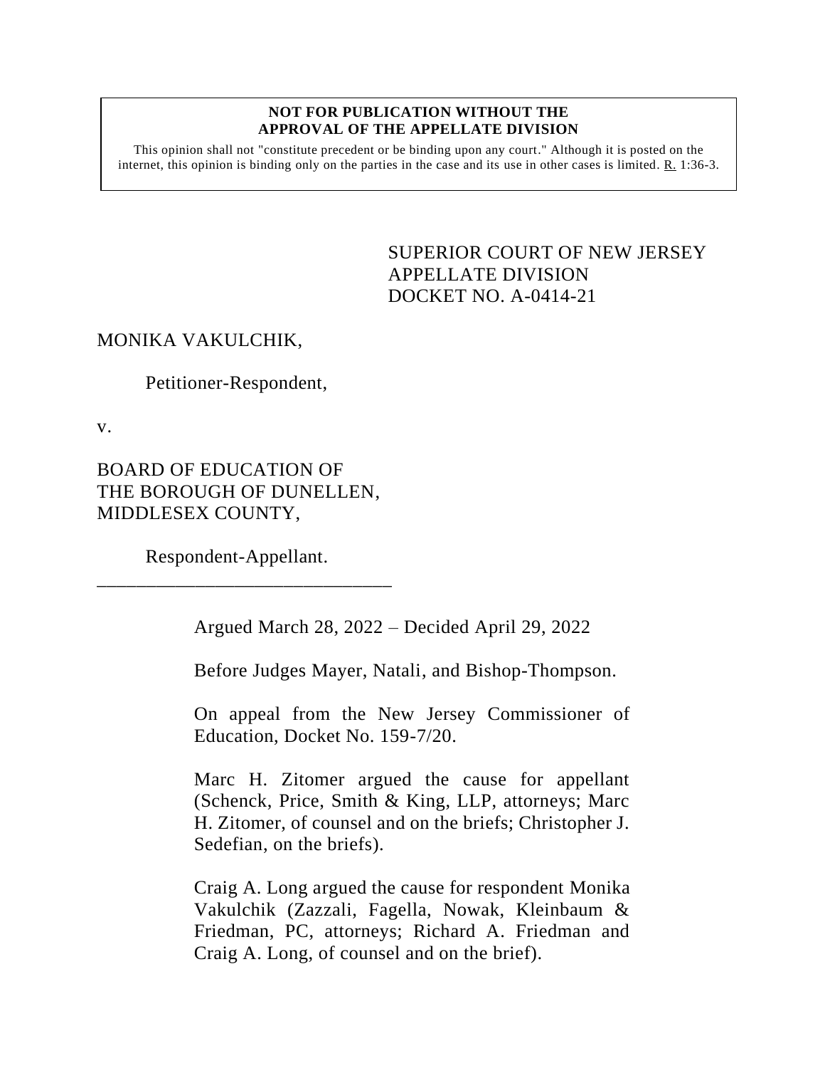**NOT FOR PUBLICATION WITHOUT THE APPROVAL OF THE APPELLATE DIVISION**

This opinion shall not "constitute precedent or be binding upon any court." Although it is posted on the internet, this opinion is binding only on the parties in the case and its use in other cases is limited. R. 1:36-3.

SUPERIOR COURT OF NEW JERSEY
APPELLATE DIVISION
DOCKET NO. A-0414-21

MONIKA VAKULCHIK,

Petitioner-Respondent,

v.

BOARD OF EDUCATION OF THE BOROUGH OF DUNELLEN, MIDDLESEX COUNTY,

Respondent-Appellant.

\_\_\_\_\_\_\_\_\_\_\_\_\_\_\_\_\_\_\_\_\_\_\_\_\_\_\_\_\_\_

Argued March 28, 2022 – Decided April 29, 2022

Before Judges Mayer, Natali, and Bishop-Thompson.

On appeal from the New Jersey Commissioner of Education, Docket No. 159-7/20.

Marc H. Zitomer argued the cause for appellant (Schenck, Price, Smith & King, LLP, attorneys; Marc H. Zitomer, of counsel and on the briefs; Christopher J. Sedefian, on the briefs).

Craig A. Long argued the cause for respondent Monika Vakulchik (Zazzali, Fagella, Nowak, Kleinbaum & Friedman, PC, attorneys; Richard A. Friedman and Craig A. Long, of counsel and on the brief).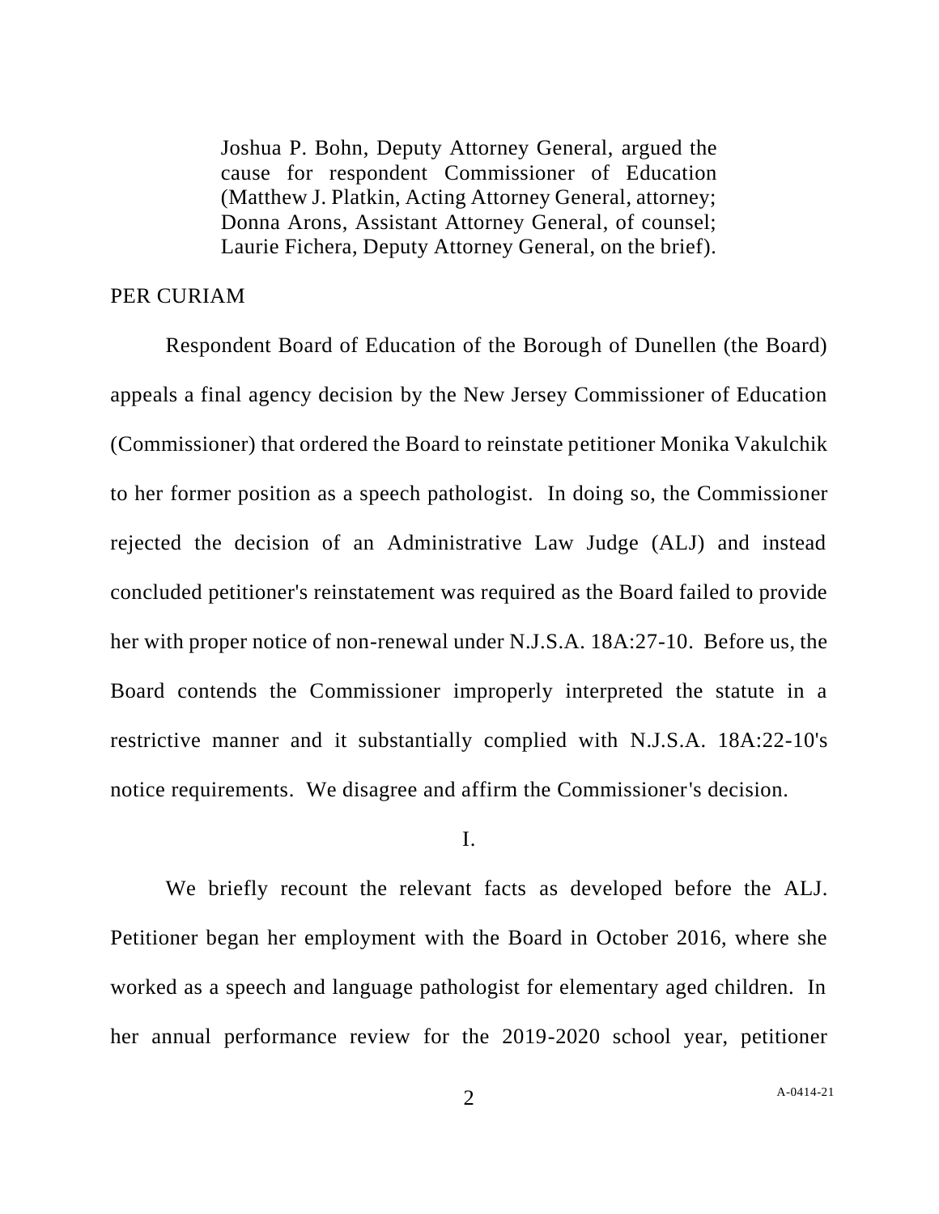Joshua P. Bohn, Deputy Attorney General, argued the cause for respondent Commissioner of Education (Matthew J. Platkin, Acting Attorney General, attorney; Donna Arons, Assistant Attorney General, of counsel; Laurie Fichera, Deputy Attorney General, on the brief).

PER CURIAM

Respondent Board of Education of the Borough of Dunellen (the Board) appeals a final agency decision by the New Jersey Commissioner of Education (Commissioner) that ordered the Board to reinstate petitioner Monika Vakulchik to her former position as a speech pathologist. In doing so, the Commissioner rejected the decision of an Administrative Law Judge (ALJ) and instead concluded petitioner's reinstatement was required as the Board failed to provide her with proper notice of non-renewal under N.J.S.A. 18A:27-10. Before us, the Board contends the Commissioner improperly interpreted the statute in a restrictive manner and it substantially complied with N.J.S.A. 18A:22-10's notice requirements. We disagree and affirm the Commissioner's decision.

I.

We briefly recount the relevant facts as developed before the ALJ. Petitioner began her employment with the Board in October 2016, where she worked as a speech and language pathologist for elementary aged children. In her annual performance review for the 2019-2020 school year, petitioner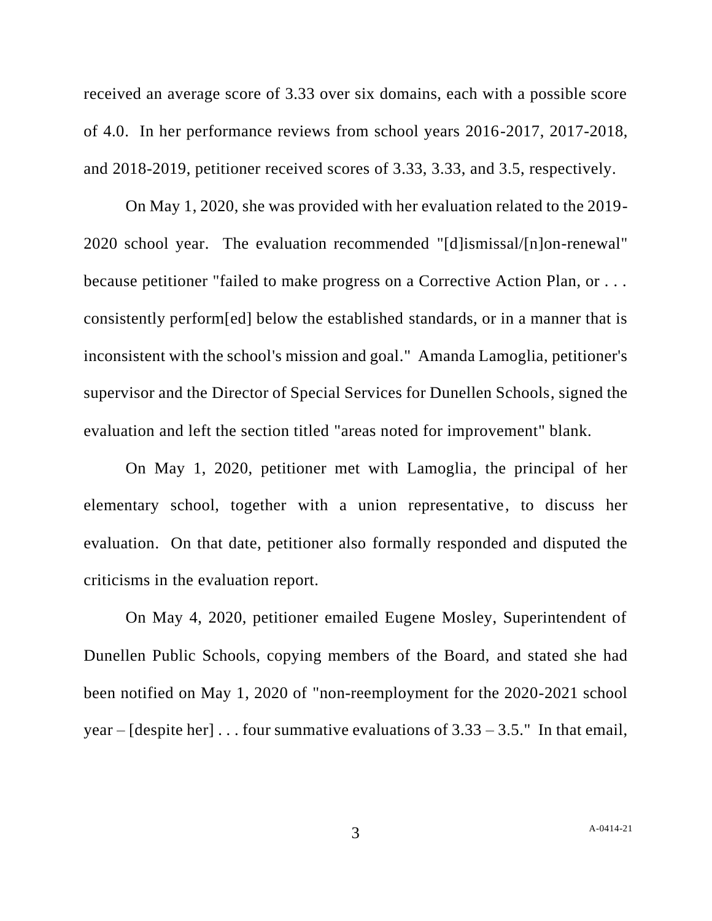received an average score of 3.33 over six domains, each with a possible score of 4.0. In her performance reviews from school years 2016-2017, 2017-2018, and 2018-2019, petitioner received scores of 3.33, 3.33, and 3.5, respectively.

On May 1, 2020, she was provided with her evaluation related to the 2019-2020 school year. The evaluation recommended "[d]ismissal/[n]on-renewal" because petitioner "failed to make progress on a Corrective Action Plan, or . . . consistently perform[ed] below the established standards, or in a manner that is inconsistent with the school's mission and goal." Amanda Lamoglia, petitioner's supervisor and the Director of Special Services for Dunellen Schools, signed the evaluation and left the section titled "areas noted for improvement" blank.

On May 1, 2020, petitioner met with Lamoglia, the principal of her elementary school, together with a union representative, to discuss her evaluation. On that date, petitioner also formally responded and disputed the criticisms in the evaluation report.

On May 4, 2020, petitioner emailed Eugene Mosley, Superintendent of Dunellen Public Schools, copying members of the Board, and stated she had been notified on May 1, 2020 of "non-reemployment for the 2020-2021 school year – [despite her] . . . four summative evaluations of 3.33 – 3.5." In that email,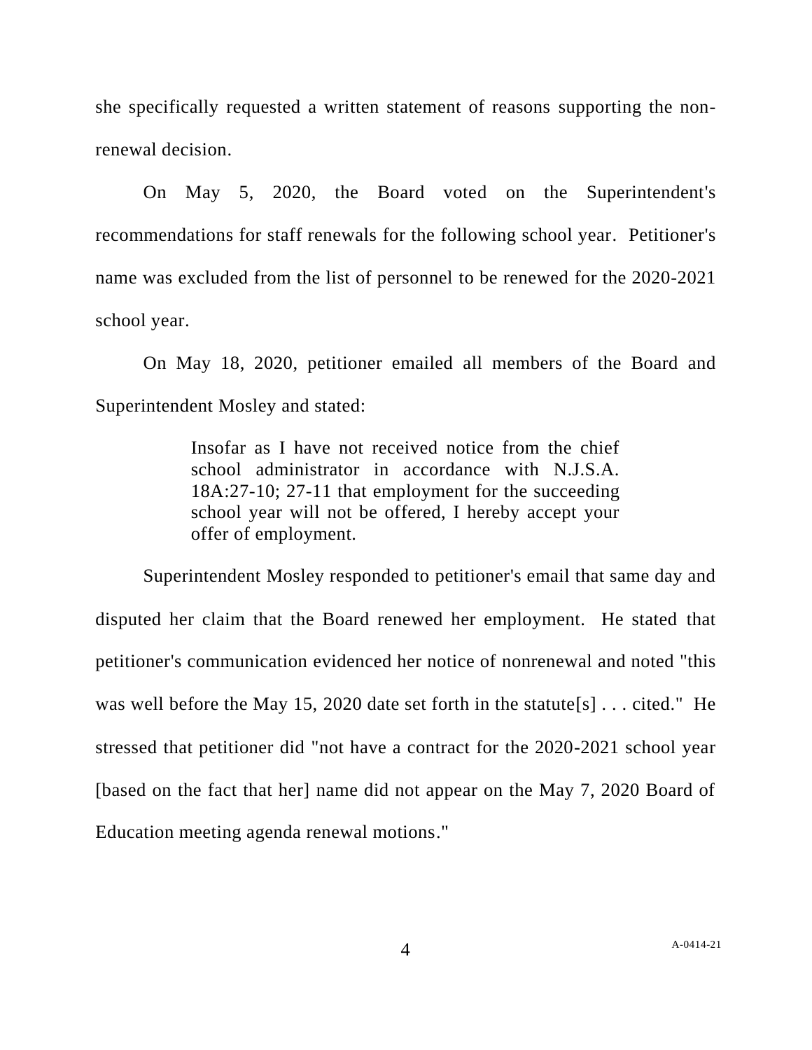she specifically requested a written statement of reasons supporting the non-renewal decision.

On May 5, 2020, the Board voted on the Superintendent's recommendations for staff renewals for the following school year. Petitioner's name was excluded from the list of personnel to be renewed for the 2020-2021 school year.

On May 18, 2020, petitioner emailed all members of the Board and Superintendent Mosley and stated:

> Insofar as I have not received notice from the chief school administrator in accordance with N.J.S.A. 18A:27-10; 27-11 that employment for the succeeding school year will not be offered, I hereby accept your offer of employment.

Superintendent Mosley responded to petitioner's email that same day and disputed her claim that the Board renewed her employment. He stated that petitioner's communication evidenced her notice of nonrenewal and noted "this was well before the May 15, 2020 date set forth in the statute[s] . . . cited." He stressed that petitioner did "not have a contract for the 2020-2021 school year [based on the fact that her] name did not appear on the May 7, 2020 Board of Education meeting agenda renewal motions."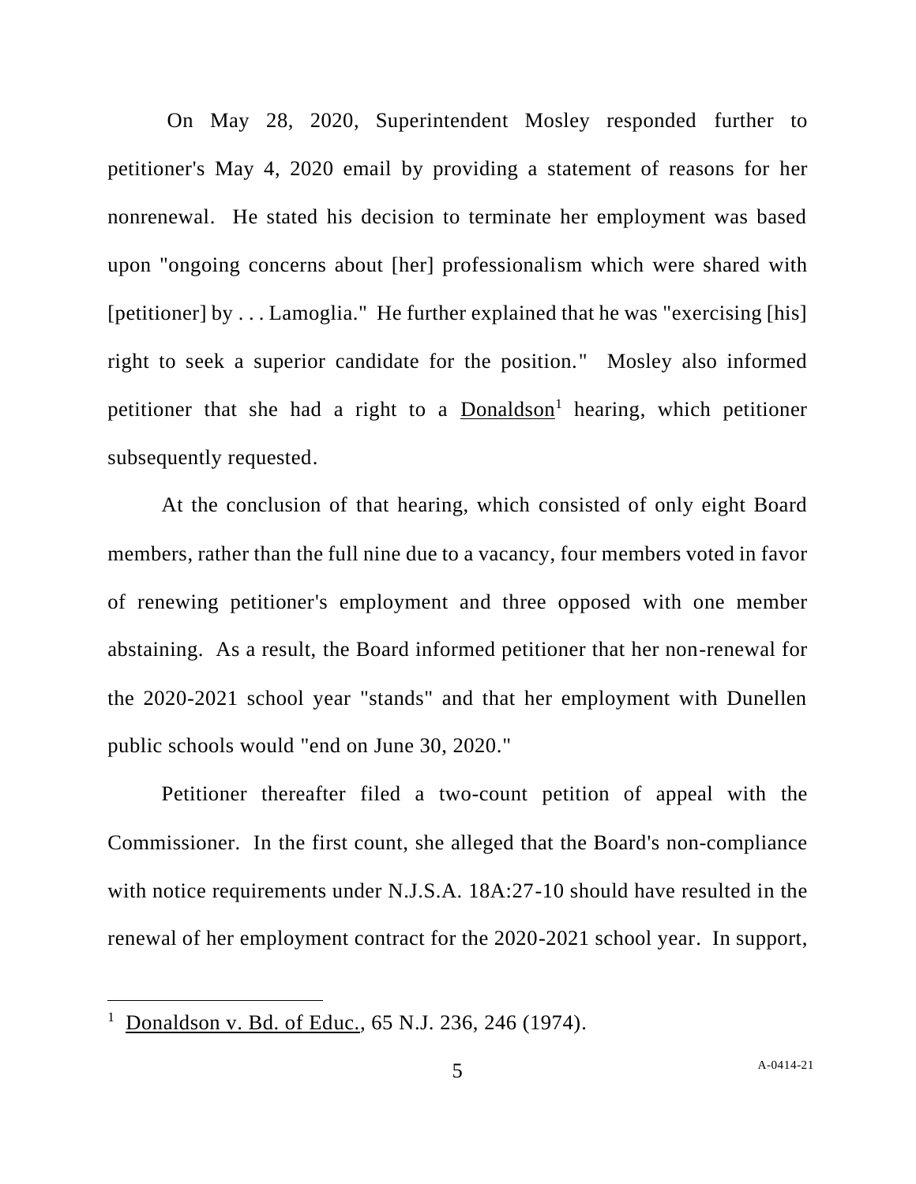On May 28, 2020, Superintendent Mosley responded further to petitioner's May 4, 2020 email by providing a statement of reasons for her nonrenewal. He stated his decision to terminate her employment was based upon "ongoing concerns about [her] professionalism which were shared with [petitioner] by . . . Lamoglia." He further explained that he was "exercising [his] right to seek a superior candidate for the position." Mosley also informed petitioner that she had a right to a Donaldson[1] hearing, which petitioner subsequently requested.

At the conclusion of that hearing, which consisted of only eight Board members, rather than the full nine due to a vacancy, four members voted in favor of renewing petitioner's employment and three opposed with one member abstaining. As a result, the Board informed petitioner that her non-renewal for the 2020-2021 school year "stands" and that her employment with Dunellen public schools would "end on June 30, 2020."

Petitioner thereafter filed a two-count petition of appeal with the Commissioner. In the first count, she alleged that the Board's non-compliance with notice requirements under N.J.S.A. 18A:27-10 should have resulted in the renewal of her employment contract for the 2020-2021 school year. In support,

[1] Donaldson v. Bd. of Educ., 65 N.J. 236, 246 (1974).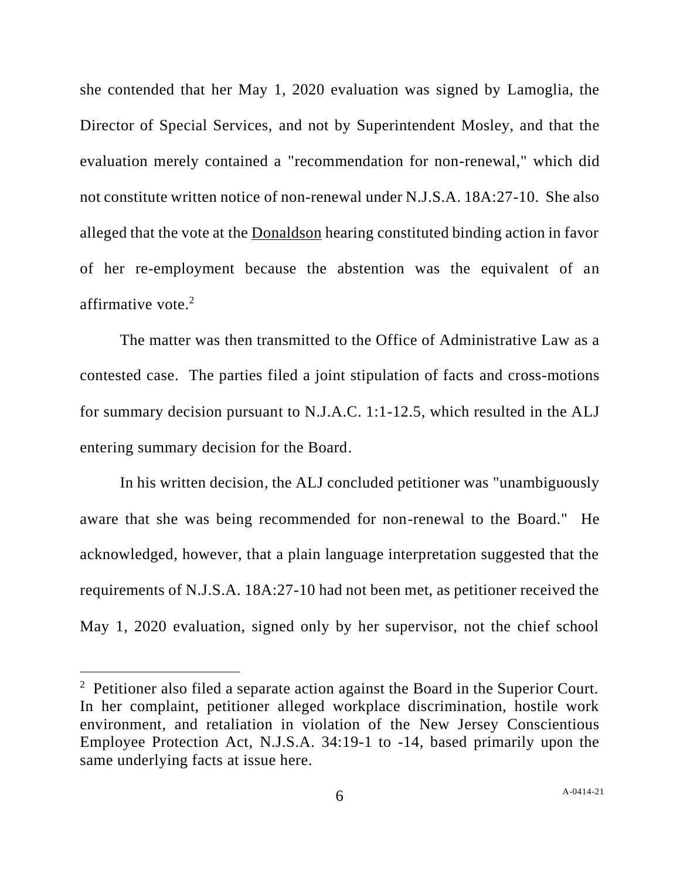she contended that her May 1, 2020 evaluation was signed by Lamoglia, the Director of Special Services, and not by Superintendent Mosley, and that the evaluation merely contained a "recommendation for non-renewal," which did not constitute written notice of non-renewal under N.J.S.A. 18A:27-10. She also alleged that the vote at the Donaldson hearing constituted binding action in favor of her re-employment because the abstention was the equivalent of an affirmative vote.[2]

The matter was then transmitted to the Office of Administrative Law as a contested case. The parties filed a joint stipulation of facts and cross-motions for summary decision pursuant to N.J.A.C. 1:1-12.5, which resulted in the ALJ entering summary decision for the Board.

In his written decision, the ALJ concluded petitioner was "unambiguously aware that she was being recommended for non-renewal to the Board." He acknowledged, however, that a plain language interpretation suggested that the requirements of N.J.S.A. 18A:27-10 had not been met, as petitioner received the May 1, 2020 evaluation, signed only by her supervisor, not the chief school

---

[2] Petitioner also filed a separate action against the Board in the Superior Court. In her complaint, petitioner alleged workplace discrimination, hostile work environment, and retaliation in violation of the New Jersey Conscientious Employee Protection Act, N.J.S.A. 34:19-1 to -14, based primarily upon the same underlying facts at issue here.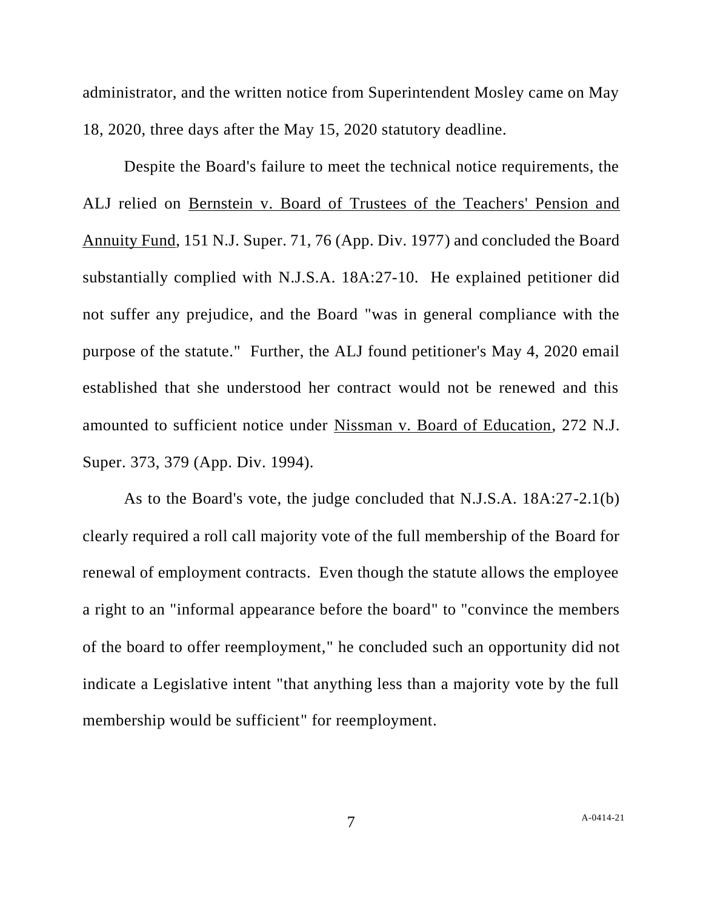administrator, and the written notice from Superintendent Mosley came on May 18, 2020, three days after the May 15, 2020 statutory deadline.

Despite the Board's failure to meet the technical notice requirements, the ALJ relied on Bernstein v. Board of Trustees of the Teachers' Pension and Annuity Fund, 151 N.J. Super. 71, 76 (App. Div. 1977) and concluded the Board substantially complied with N.J.S.A. 18A:27-10. He explained petitioner did not suffer any prejudice, and the Board "was in general compliance with the purpose of the statute." Further, the ALJ found petitioner's May 4, 2020 email established that she understood her contract would not be renewed and this amounted to sufficient notice under Nissman v. Board of Education, 272 N.J. Super. 373, 379 (App. Div. 1994).

As to the Board's vote, the judge concluded that N.J.S.A. 18A:27-2.1(b) clearly required a roll call majority vote of the full membership of the Board for renewal of employment contracts. Even though the statute allows the employee a right to an "informal appearance before the board" to "convince the members of the board to offer reemployment," he concluded such an opportunity did not indicate a Legislative intent "that anything less than a majority vote by the full membership would be sufficient" for reemployment.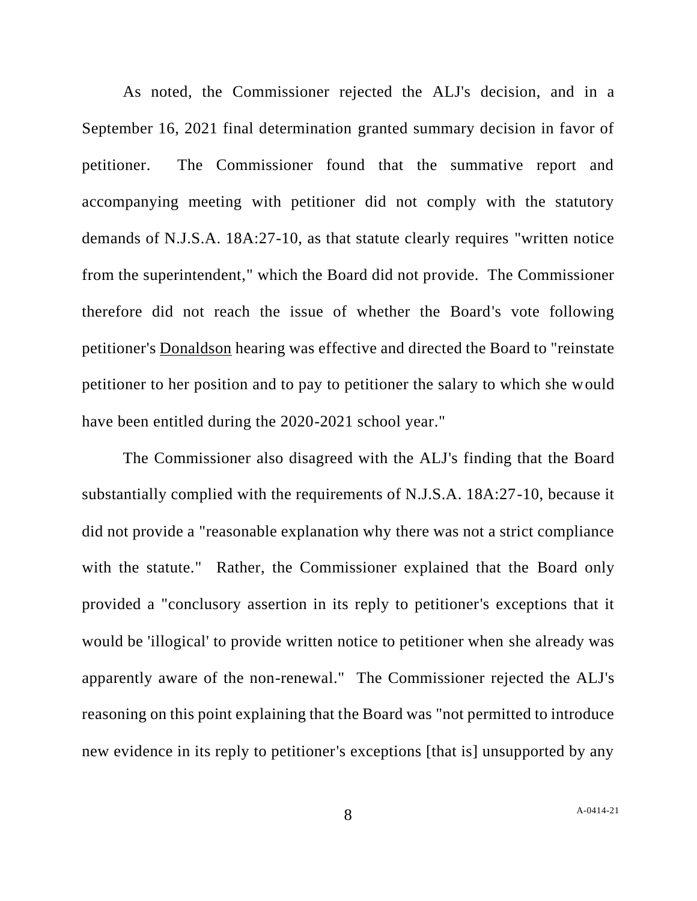As noted, the Commissioner rejected the ALJ's decision, and in a September 16, 2021 final determination granted summary decision in favor of petitioner. The Commissioner found that the summative report and accompanying meeting with petitioner did not comply with the statutory demands of N.J.S.A. 18A:27-10, as that statute clearly requires "written notice from the superintendent," which the Board did not provide. The Commissioner therefore did not reach the issue of whether the Board's vote following petitioner's Donaldson hearing was effective and directed the Board to "reinstate petitioner to her position and to pay to petitioner the salary to which she would have been entitled during the 2020-2021 school year."

The Commissioner also disagreed with the ALJ's finding that the Board substantially complied with the requirements of N.J.S.A. 18A:27-10, because it did not provide a "reasonable explanation why there was not a strict compliance with the statute." Rather, the Commissioner explained that the Board only provided a "conclusory assertion in its reply to petitioner's exceptions that it would be 'illogical' to provide written notice to petitioner when she already was apparently aware of the non-renewal." The Commissioner rejected the ALJ's reasoning on this point explaining that the Board was "not permitted to introduce new evidence in its reply to petitioner's exceptions [that is] unsupported by any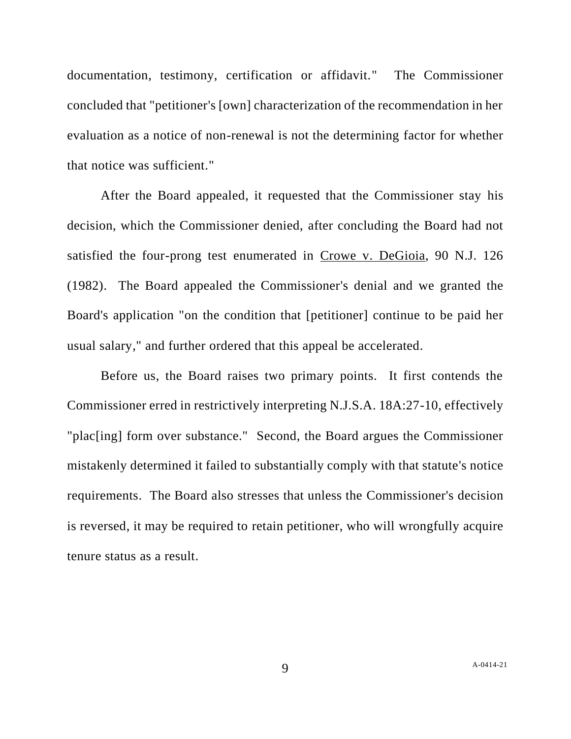documentation, testimony, certification or affidavit." The Commissioner concluded that "petitioner's [own] characterization of the recommendation in her evaluation as a notice of non-renewal is not the determining factor for whether that notice was sufficient."

After the Board appealed, it requested that the Commissioner stay his decision, which the Commissioner denied, after concluding the Board had not satisfied the four-prong test enumerated in Crowe v. DeGioia, 90 N.J. 126 (1982). The Board appealed the Commissioner's denial and we granted the Board's application "on the condition that [petitioner] continue to be paid her usual salary," and further ordered that this appeal be accelerated.

Before us, the Board raises two primary points. It first contends the Commissioner erred in restrictively interpreting N.J.S.A. 18A:27-10, effectively "plac[ing] form over substance." Second, the Board argues the Commissioner mistakenly determined it failed to substantially comply with that statute's notice requirements. The Board also stresses that unless the Commissioner's decision is reversed, it may be required to retain petitioner, who will wrongfully acquire tenure status as a result.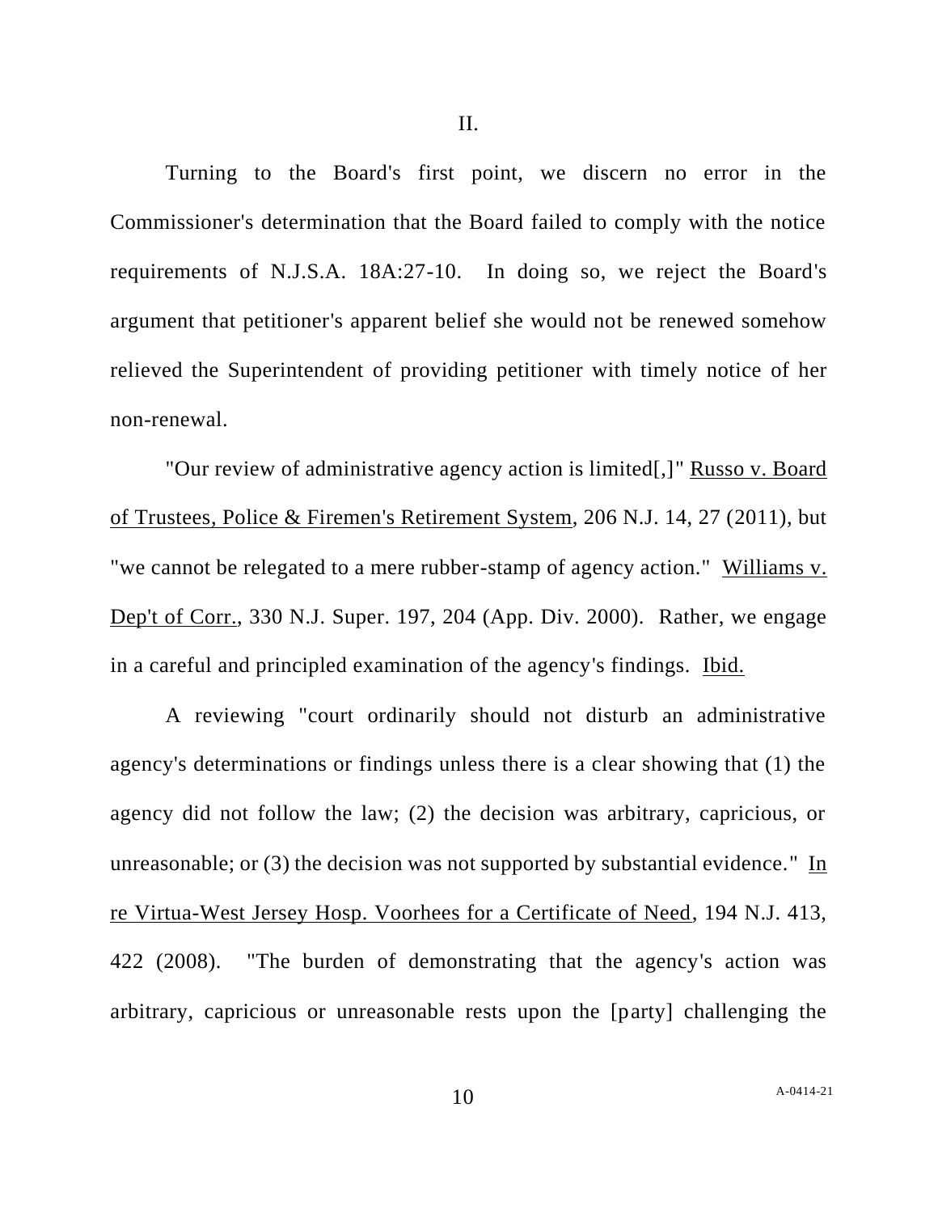## II.

Turning to the Board's first point, we discern no error in the Commissioner's determination that the Board failed to comply with the notice requirements of N.J.S.A. 18A:27-10. In doing so, we reject the Board's argument that petitioner's apparent belief she would not be renewed somehow relieved the Superintendent of providing petitioner with timely notice of her non-renewal.

"Our review of administrative agency action is limited[,]" Russo v. Board of Trustees, Police & Firemen's Retirement System, 206 N.J. 14, 27 (2011), but "we cannot be relegated to a mere rubber-stamp of agency action." Williams v. Dep't of Corr., 330 N.J. Super. 197, 204 (App. Div. 2000). Rather, we engage in a careful and principled examination of the agency's findings. Ibid.

A reviewing "court ordinarily should not disturb an administrative agency's determinations or findings unless there is a clear showing that (1) the agency did not follow the law; (2) the decision was arbitrary, capricious, or unreasonable; or (3) the decision was not supported by substantial evidence." In re Virtua-West Jersey Hosp. Voorhees for a Certificate of Need, 194 N.J. 413, 422 (2008). "The burden of demonstrating that the agency's action was arbitrary, capricious or unreasonable rests upon the [party] challenging the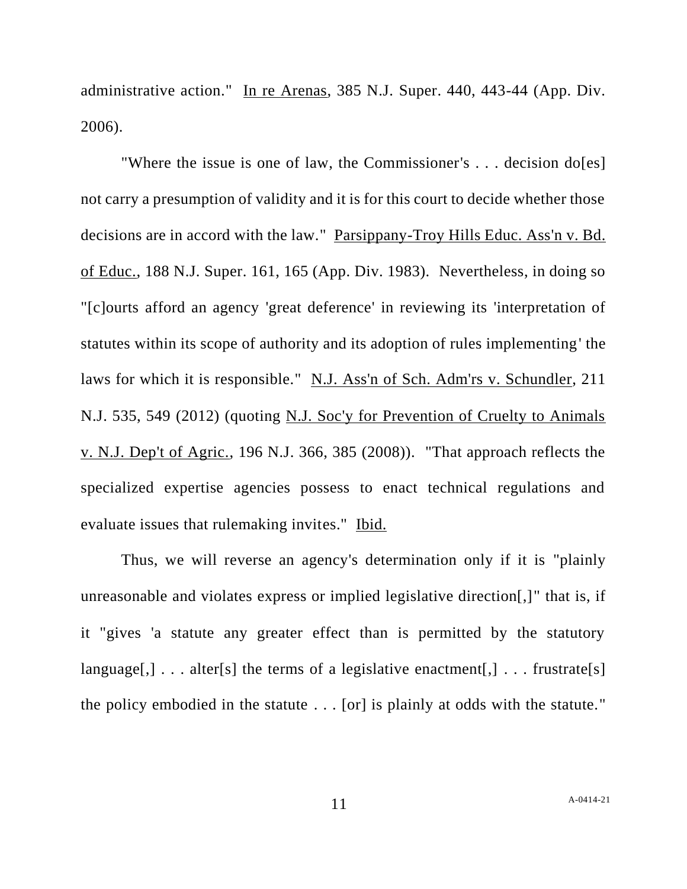administrative action." In re Arenas, 385 N.J. Super. 440, 443-44 (App. Div. 2006).

"Where the issue is one of law, the Commissioner's . . . decision do[es] not carry a presumption of validity and it is for this court to decide whether those decisions are in accord with the law." Parsippany-Troy Hills Educ. Ass'n v. Bd. of Educ., 188 N.J. Super. 161, 165 (App. Div. 1983). Nevertheless, in doing so "[c]ourts afford an agency 'great deference' in reviewing its 'interpretation of statutes within its scope of authority and its adoption of rules implementing' the laws for which it is responsible." N.J. Ass'n of Sch. Adm'rs v. Schundler, 211 N.J. 535, 549 (2012) (quoting N.J. Soc'y for Prevention of Cruelty to Animals v. N.J. Dep't of Agric., 196 N.J. 366, 385 (2008)). "That approach reflects the specialized expertise agencies possess to enact technical regulations and evaluate issues that rulemaking invites." Ibid.

Thus, we will reverse an agency's determination only if it is "plainly unreasonable and violates express or implied legislative direction[,]" that is, if it "gives 'a statute any greater effect than is permitted by the statutory language[,] . . . alter[s] the terms of a legislative enactment[,] . . . frustrate[s] the policy embodied in the statute . . . [or] is plainly at odds with the statute."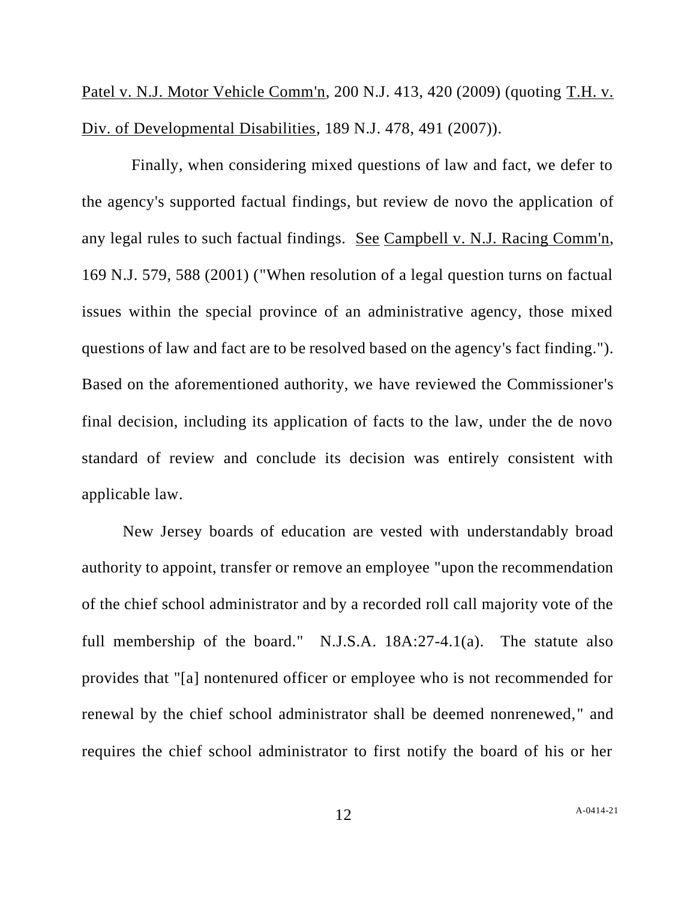Patel v. N.J. Motor Vehicle Comm'n, 200 N.J. 413, 420 (2009) (quoting T.H. v. Div. of Developmental Disabilities, 189 N.J. 478, 491 (2007)).

Finally, when considering mixed questions of law and fact, we defer to the agency's supported factual findings, but review de novo the application of any legal rules to such factual findings. See Campbell v. N.J. Racing Comm'n, 169 N.J. 579, 588 (2001) ("When resolution of a legal question turns on factual issues within the special province of an administrative agency, those mixed questions of law and fact are to be resolved based on the agency's fact finding."). Based on the aforementioned authority, we have reviewed the Commissioner's final decision, including its application of facts to the law, under the de novo standard of review and conclude its decision was entirely consistent with applicable law.

New Jersey boards of education are vested with understandably broad authority to appoint, transfer or remove an employee "upon the recommendation of the chief school administrator and by a recorded roll call majority vote of the full membership of the board." N.J.S.A. 18A:27-4.1(a). The statute also provides that "[a] nontenured officer or employee who is not recommended for renewal by the chief school administrator shall be deemed nonrenewed," and requires the chief school administrator to first notify the board of his or her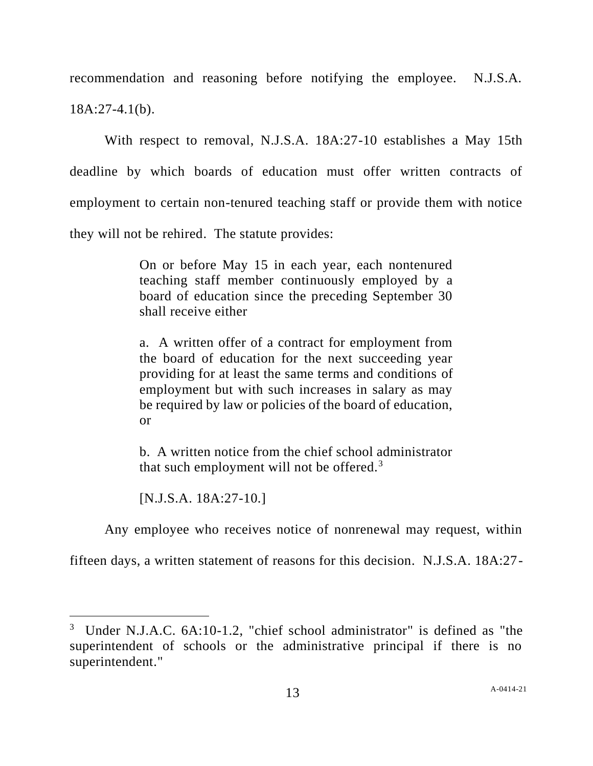recommendation and reasoning before notifying the employee. N.J.S.A. 18A:27-4.1(b).

With respect to removal, N.J.S.A. 18A:27-10 establishes a May 15th deadline by which boards of education must offer written contracts of employment to certain non-tenured teaching staff or provide them with notice they will not be rehired. The statute provides:

> On or before May 15 in each year, each nontenured teaching staff member continuously employed by a board of education since the preceding September 30 shall receive either
>
> a. A written offer of a contract for employment from the board of education for the next succeeding year providing for at least the same terms and conditions of employment but with such increases in salary as may be required by law or policies of the board of education, or
>
> b. A written notice from the chief school administrator that such employment will not be offered.[3]
>
> [N.J.S.A. 18A:27-10.]

Any employee who receives notice of nonrenewal may request, within fifteen days, a written statement of reasons for this decision. N.J.S.A. 18A:27-

---

[3] Under N.J.A.C. 6A:10-1.2, "chief school administrator" is defined as "the superintendent of schools or the administrative principal if there is no superintendent."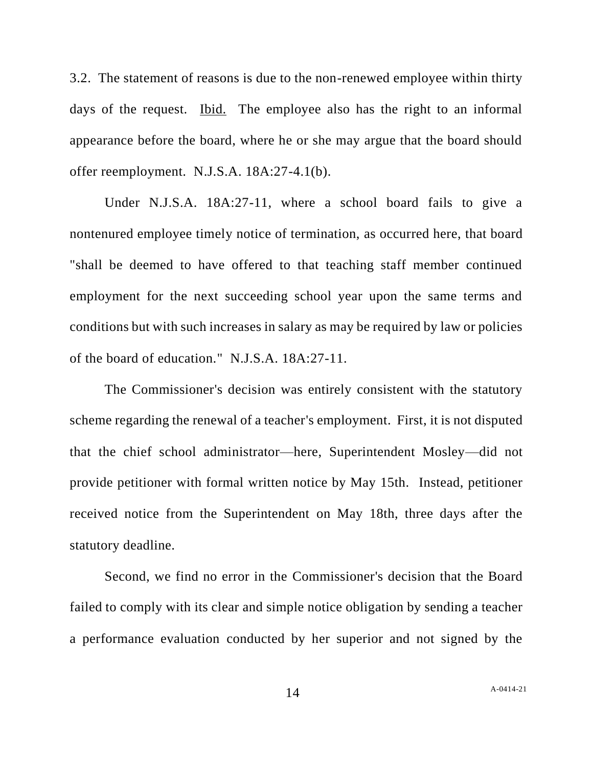3.2. The statement of reasons is due to the non-renewed employee within thirty days of the request. Ibid. The employee also has the right to an informal appearance before the board, where he or she may argue that the board should offer reemployment. N.J.S.A. 18A:27-4.1(b).

Under N.J.S.A. 18A:27-11, where a school board fails to give a nontenured employee timely notice of termination, as occurred here, that board "shall be deemed to have offered to that teaching staff member continued employment for the next succeeding school year upon the same terms and conditions but with such increases in salary as may be required by law or policies of the board of education." N.J.S.A. 18A:27-11.

The Commissioner's decision was entirely consistent with the statutory scheme regarding the renewal of a teacher's employment. First, it is not disputed that the chief school administrator—here, Superintendent Mosley—did not provide petitioner with formal written notice by May 15th. Instead, petitioner received notice from the Superintendent on May 18th, three days after the statutory deadline.

Second, we find no error in the Commissioner's decision that the Board failed to comply with its clear and simple notice obligation by sending a teacher a performance evaluation conducted by her superior and not signed by the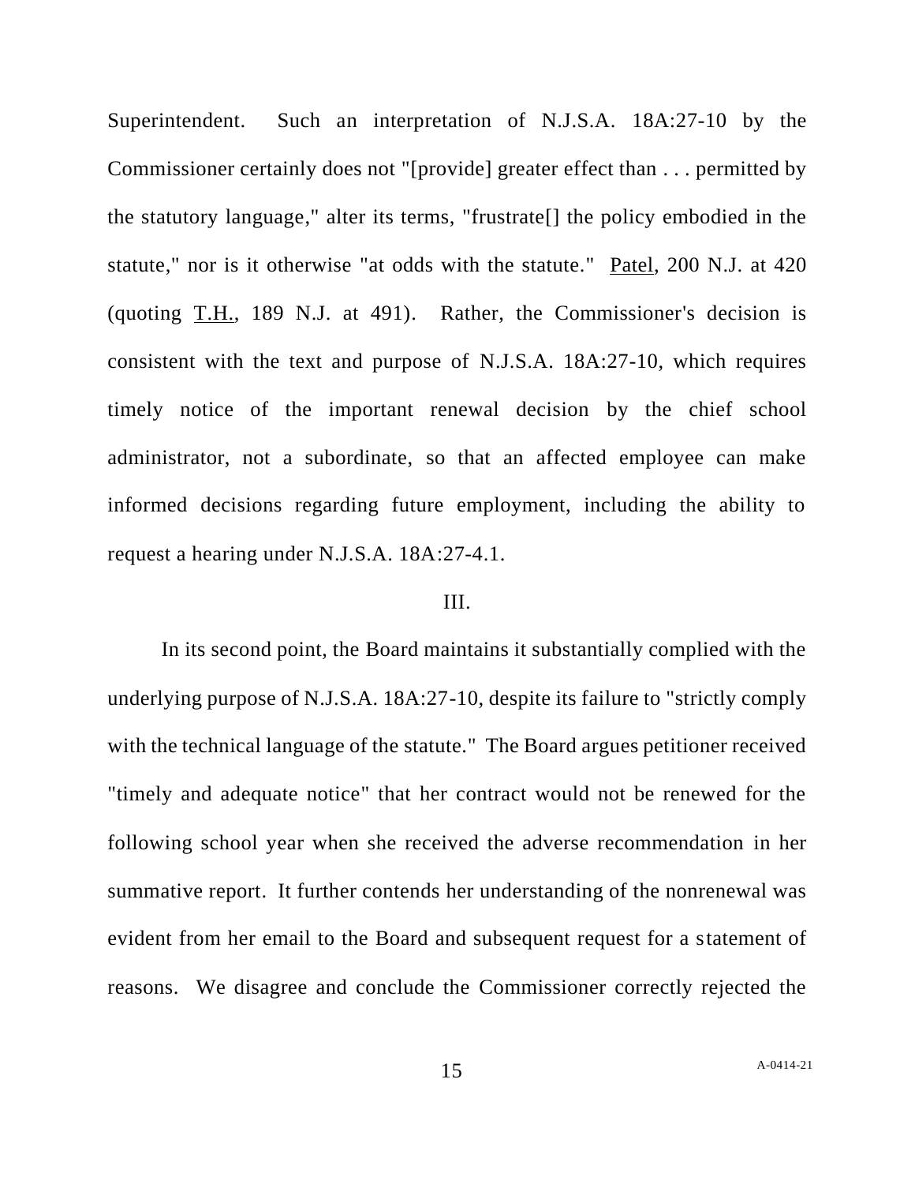Superintendent. Such an interpretation of N.J.S.A. 18A:27-10 by the Commissioner certainly does not "[provide] greater effect than . . . permitted by the statutory language," alter its terms, "frustrate[] the policy embodied in the statute," nor is it otherwise "at odds with the statute." Patel, 200 N.J. at 420 (quoting T.H., 189 N.J. at 491). Rather, the Commissioner's decision is consistent with the text and purpose of N.J.S.A. 18A:27-10, which requires timely notice of the important renewal decision by the chief school administrator, not a subordinate, so that an affected employee can make informed decisions regarding future employment, including the ability to request a hearing under N.J.S.A. 18A:27-4.1.

## III.

In its second point, the Board maintains it substantially complied with the underlying purpose of N.J.S.A. 18A:27-10, despite its failure to "strictly comply with the technical language of the statute." The Board argues petitioner received "timely and adequate notice" that her contract would not be renewed for the following school year when she received the adverse recommendation in her summative report. It further contends her understanding of the nonrenewal was evident from her email to the Board and subsequent request for a statement of reasons. We disagree and conclude the Commissioner correctly rejected the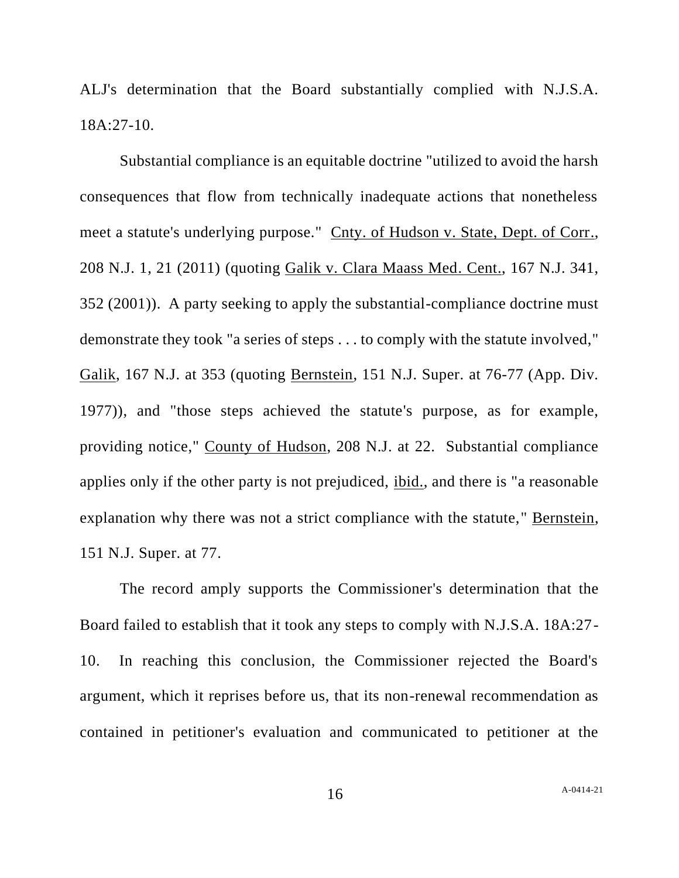ALJ's determination that the Board substantially complied with N.J.S.A. 18A:27-10.

Substantial compliance is an equitable doctrine "utilized to avoid the harsh consequences that flow from technically inadequate actions that nonetheless meet a statute's underlying purpose." Cnty. of Hudson v. State, Dept. of Corr., 208 N.J. 1, 21 (2011) (quoting Galik v. Clara Maass Med. Cent., 167 N.J. 341, 352 (2001)). A party seeking to apply the substantial-compliance doctrine must demonstrate they took "a series of steps . . . to comply with the statute involved," Galik, 167 N.J. at 353 (quoting Bernstein, 151 N.J. Super. at 76-77 (App. Div. 1977)), and "those steps achieved the statute's purpose, as for example, providing notice," County of Hudson, 208 N.J. at 22. Substantial compliance applies only if the other party is not prejudiced, ibid., and there is "a reasonable explanation why there was not a strict compliance with the statute," Bernstein, 151 N.J. Super. at 77.

The record amply supports the Commissioner's determination that the Board failed to establish that it took any steps to comply with N.J.S.A. 18A:27-10. In reaching this conclusion, the Commissioner rejected the Board's argument, which it reprises before us, that its non-renewal recommendation as contained in petitioner's evaluation and communicated to petitioner at the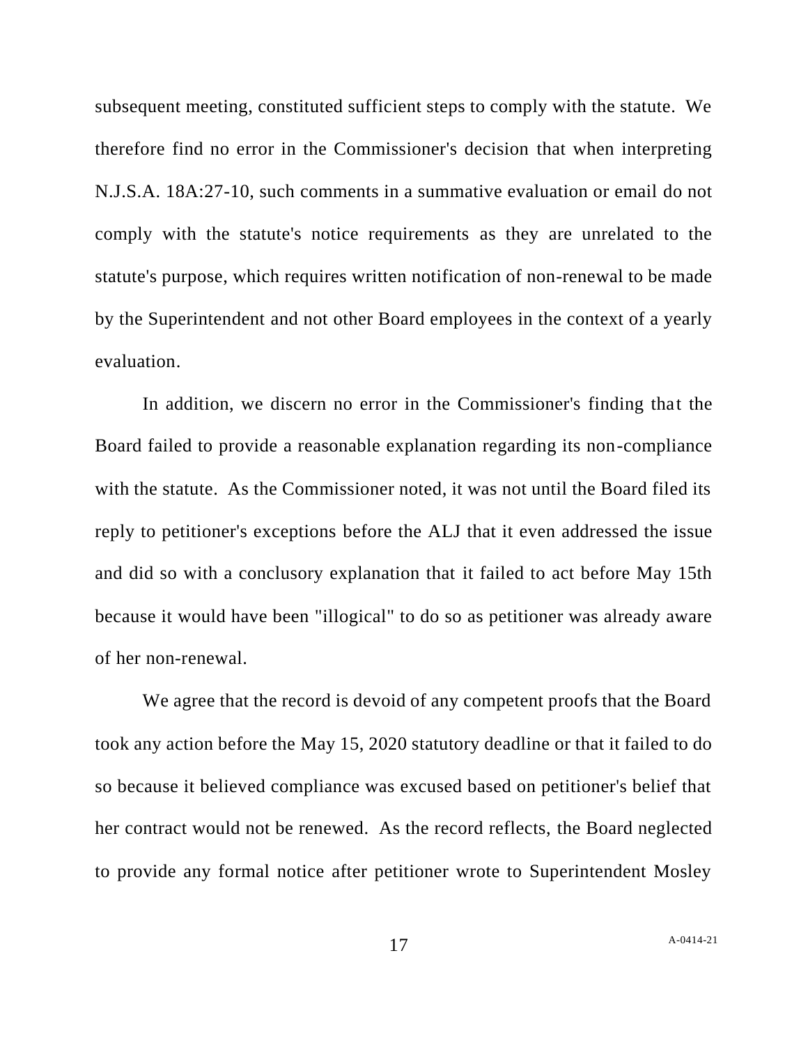subsequent meeting, constituted sufficient steps to comply with the statute. We therefore find no error in the Commissioner's decision that when interpreting N.J.S.A. 18A:27-10, such comments in a summative evaluation or email do not comply with the statute's notice requirements as they are unrelated to the statute's purpose, which requires written notification of non-renewal to be made by the Superintendent and not other Board employees in the context of a yearly evaluation.

In addition, we discern no error in the Commissioner's finding that the Board failed to provide a reasonable explanation regarding its non-compliance with the statute. As the Commissioner noted, it was not until the Board filed its reply to petitioner's exceptions before the ALJ that it even addressed the issue and did so with a conclusory explanation that it failed to act before May 15th because it would have been "illogical" to do so as petitioner was already aware of her non-renewal.

We agree that the record is devoid of any competent proofs that the Board took any action before the May 15, 2020 statutory deadline or that it failed to do so because it believed compliance was excused based on petitioner's belief that her contract would not be renewed. As the record reflects, the Board neglected to provide any formal notice after petitioner wrote to Superintendent Mosley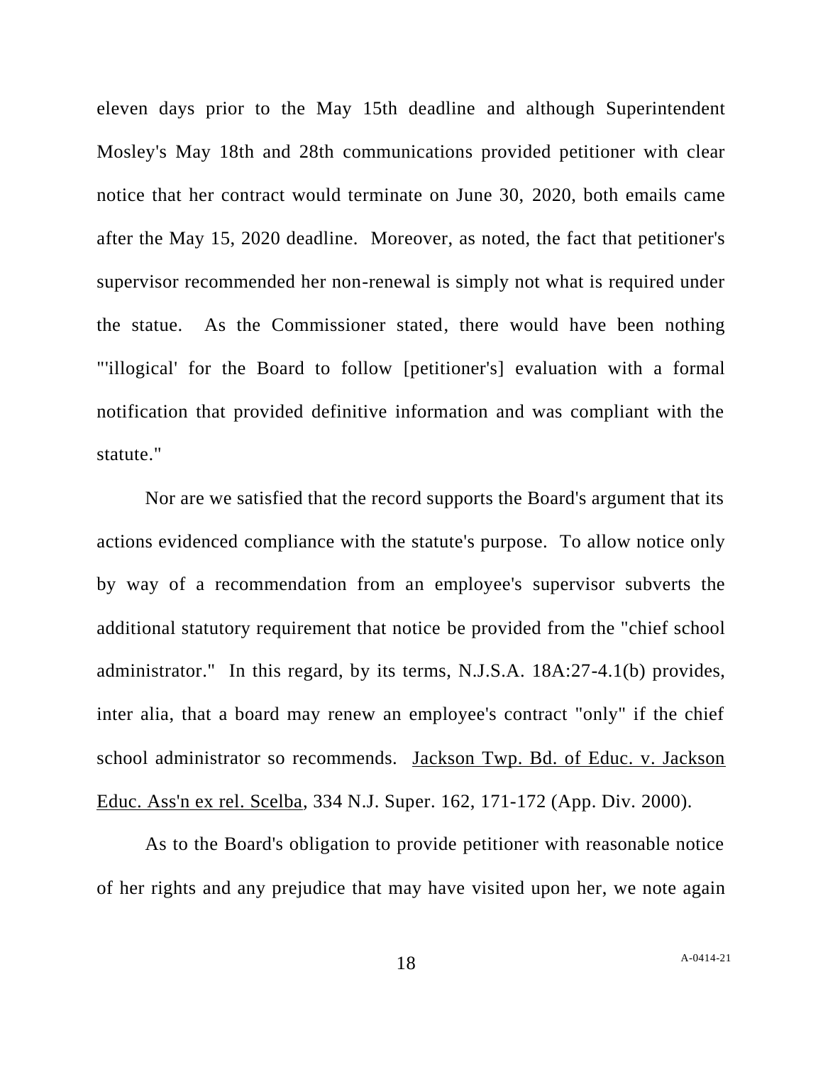eleven days prior to the May 15th deadline and although Superintendent Mosley's May 18th and 28th communications provided petitioner with clear notice that her contract would terminate on June 30, 2020, both emails came after the May 15, 2020 deadline. Moreover, as noted, the fact that petitioner's supervisor recommended her non-renewal is simply not what is required under the statue. As the Commissioner stated, there would have been nothing "'illogical' for the Board to follow [petitioner's] evaluation with a formal notification that provided definitive information and was compliant with the statute."

Nor are we satisfied that the record supports the Board's argument that its actions evidenced compliance with the statute's purpose. To allow notice only by way of a recommendation from an employee's supervisor subverts the additional statutory requirement that notice be provided from the "chief school administrator." In this regard, by its terms, N.J.S.A. 18A:27-4.1(b) provides, inter alia, that a board may renew an employee's contract "only" if the chief school administrator so recommends. Jackson Twp. Bd. of Educ. v. Jackson Educ. Ass'n ex rel. Scelba, 334 N.J. Super. 162, 171-172 (App. Div. 2000).

As to the Board's obligation to provide petitioner with reasonable notice of her rights and any prejudice that may have visited upon her, we note again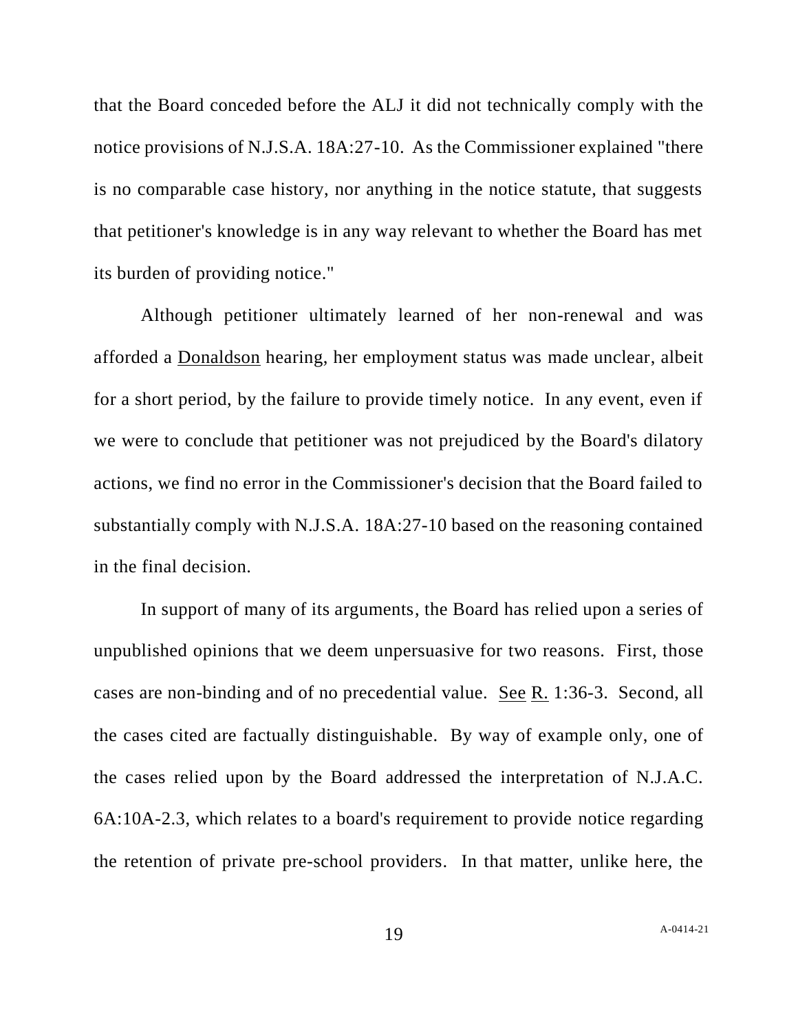that the Board conceded before the ALJ it did not technically comply with the notice provisions of N.J.S.A. 18A:27-10. As the Commissioner explained "there is no comparable case history, nor anything in the notice statute, that suggests that petitioner's knowledge is in any way relevant to whether the Board has met its burden of providing notice."

Although petitioner ultimately learned of her non-renewal and was afforded a Donaldson hearing, her employment status was made unclear, albeit for a short period, by the failure to provide timely notice. In any event, even if we were to conclude that petitioner was not prejudiced by the Board's dilatory actions, we find no error in the Commissioner's decision that the Board failed to substantially comply with N.J.S.A. 18A:27-10 based on the reasoning contained in the final decision.

In support of many of its arguments, the Board has relied upon a series of unpublished opinions that we deem unpersuasive for two reasons. First, those cases are non-binding and of no precedential value. See R. 1:36-3. Second, all the cases cited are factually distinguishable. By way of example only, one of the cases relied upon by the Board addressed the interpretation of N.J.A.C. 6A:10A-2.3, which relates to a board's requirement to provide notice regarding the retention of private pre-school providers. In that matter, unlike here, the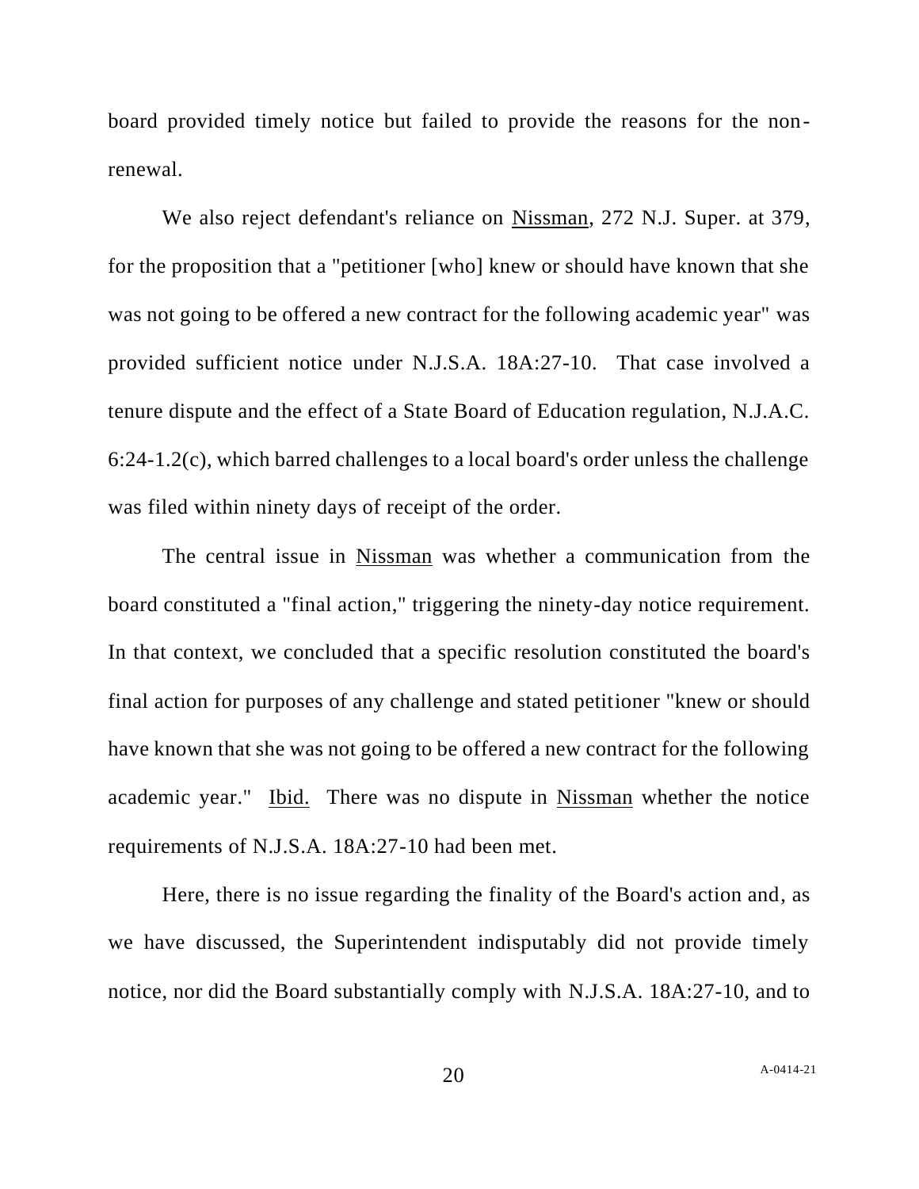board provided timely notice but failed to provide the reasons for the non-renewal.

We also reject defendant's reliance on Nissman, 272 N.J. Super. at 379, for the proposition that a "petitioner [who] knew or should have known that she was not going to be offered a new contract for the following academic year" was provided sufficient notice under N.J.S.A. 18A:27-10. That case involved a tenure dispute and the effect of a State Board of Education regulation, N.J.A.C. 6:24-1.2(c), which barred challenges to a local board's order unless the challenge was filed within ninety days of receipt of the order.

The central issue in Nissman was whether a communication from the board constituted a "final action," triggering the ninety-day notice requirement. In that context, we concluded that a specific resolution constituted the board's final action for purposes of any challenge and stated petitioner "knew or should have known that she was not going to be offered a new contract for the following academic year." Ibid. There was no dispute in Nissman whether the notice requirements of N.J.S.A. 18A:27-10 had been met.

Here, there is no issue regarding the finality of the Board's action and, as we have discussed, the Superintendent indisputably did not provide timely notice, nor did the Board substantially comply with N.J.S.A. 18A:27-10, and to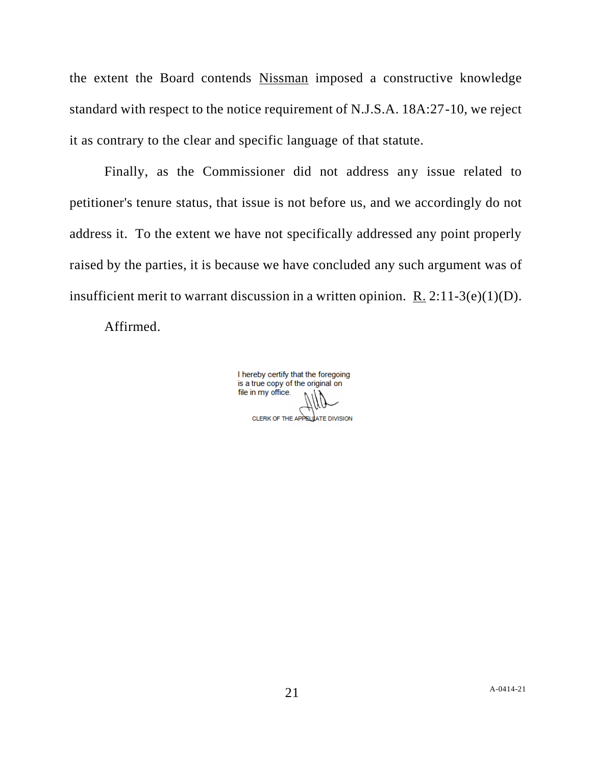the extent the Board contends Nissman imposed a constructive knowledge standard with respect to the notice requirement of N.J.S.A. 18A:27-10, we reject it as contrary to the clear and specific language of that statute.

Finally, as the Commissioner did not address any issue related to petitioner's tenure status, that issue is not before us, and we accordingly do not address it. To the extent we have not specifically addressed any point properly raised by the parties, it is because we have concluded any such argument was of insufficient merit to warrant discussion in a written opinion. R. 2:11-3(e)(1)(D).

Affirmed.

I hereby certify that the foregoing is a true copy of the original on file in my office.

CLERK OF THE APPELLATE DIVISION